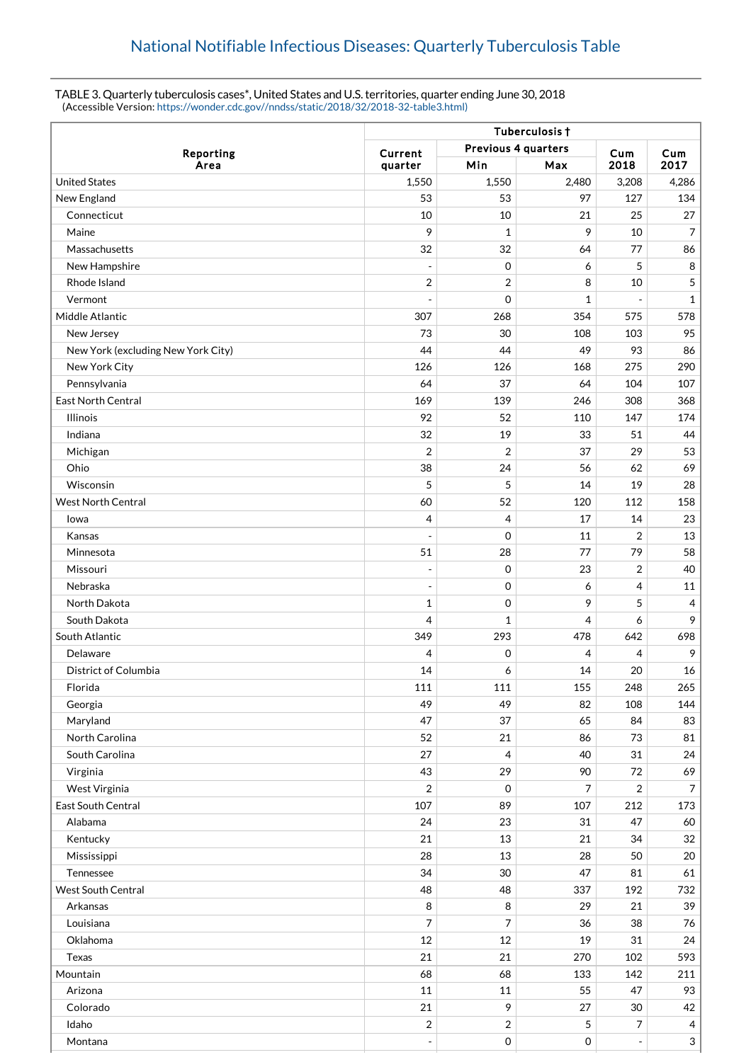# National Notifiable Infectious Diseases: Quarterly Tuberculosis Table

TABLE 3. Quarterly tuberculosis cases*, United States and U.S. territories, quarter ending June 30, 2018
(Accessible Version: https://wonder.cdc.gov//nndss/static/2018/32/2018-32-table3.html)

| Reporting Area | Tuberculosis † | | | | |
|---|---|---|---|---|---|
| | Current quarter | Previous 4 quarters | | Cum 2018 | Cum 2017 |
| | | Min | Max | | |
| United States | 1,550 | 1,550 | 2,480 | 3,208 | 4,286 |
| New England | 53 | 53 | 97 | 127 | 134 |
| Connecticut | 10 | 10 | 21 | 25 | 27 |
| Maine | 9 | 1 | 9 | 10 | 7 |
| Massachusetts | 32 | 32 | 64 | 77 | 86 |
| New Hampshire | - | 0 | 6 | 5 | 8 |
| Rhode Island | 2 | 2 | 8 | 10 | 5 |
| Vermont | - | 0 | 1 | - | 1 |
| Middle Atlantic | 307 | 268 | 354 | 575 | 578 |
| New Jersey | 73 | 30 | 108 | 103 | 95 |
| New York (excluding New York City) | 44 | 44 | 49 | 93 | 86 |
| New York City | 126 | 126 | 168 | 275 | 290 |
| Pennsylvania | 64 | 37 | 64 | 104 | 107 |
| East North Central | 169 | 139 | 246 | 308 | 368 |
| Illinois | 92 | 52 | 110 | 147 | 174 |
| Indiana | 32 | 19 | 33 | 51 | 44 |
| Michigan | 2 | 2 | 37 | 29 | 53 |
| Ohio | 38 | 24 | 56 | 62 | 69 |
| Wisconsin | 5 | 5 | 14 | 19 | 28 |
| West North Central | 60 | 52 | 120 | 112 | 158 |
| Iowa | 4 | 4 | 17 | 14 | 23 |
| Kansas | - | 0 | 11 | 2 | 13 |
| Minnesota | 51 | 28 | 77 | 79 | 58 |
| Missouri | - | 0 | 23 | 2 | 40 |
| Nebraska | - | 0 | 6 | 4 | 11 |
| North Dakota | 1 | 0 | 9 | 5 | 4 |
| South Dakota | 4 | 1 | 4 | 6 | 9 |
| South Atlantic | 349 | 293 | 478 | 642 | 698 |
| Delaware | 4 | 0 | 4 | 4 | 9 |
| District of Columbia | 14 | 6 | 14 | 20 | 16 |
| Florida | 111 | 111 | 155 | 248 | 265 |
| Georgia | 49 | 49 | 82 | 108 | 144 |
| Maryland | 47 | 37 | 65 | 84 | 83 |
| North Carolina | 52 | 21 | 86 | 73 | 81 |
| South Carolina | 27 | 4 | 40 | 31 | 24 |
| Virginia | 43 | 29 | 90 | 72 | 69 |
| West Virginia | 2 | 0 | 7 | 2 | 7 |
| East South Central | 107 | 89 | 107 | 212 | 173 |
| Alabama | 24 | 23 | 31 | 47 | 60 |
| Kentucky | 21 | 13 | 21 | 34 | 32 |
| Mississippi | 28 | 13 | 28 | 50 | 20 |
| Tennessee | 34 | 30 | 47 | 81 | 61 |
| West South Central | 48 | 48 | 337 | 192 | 732 |
| Arkansas | 8 | 8 | 29 | 21 | 39 |
| Louisiana | 7 | 7 | 36 | 38 | 76 |
| Oklahoma | 12 | 12 | 19 | 31 | 24 |
| Texas | 21 | 21 | 270 | 102 | 593 |
| Mountain | 68 | 68 | 133 | 142 | 211 |
| Arizona | 11 | 11 | 55 | 47 | 93 |
| Colorado | 21 | 9 | 27 | 30 | 42 |
| Idaho | 2 | 2 | 5 | 7 | 4 |
| Montana | - | 0 | 0 | - | 3 |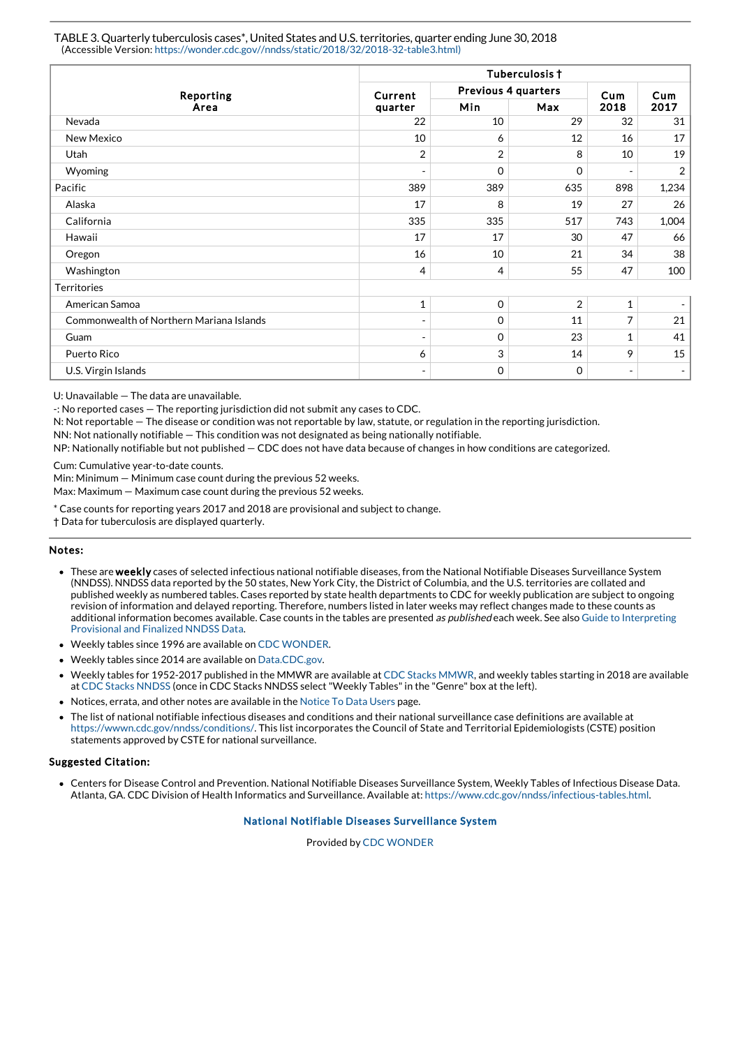TABLE 3. Quarterly tuberculosis cases*, United States and U.S. territories, quarter ending June 30, 2018
(Accessible Version: https://wonder.cdc.gov//nndss/static/2018/32/2018-32-table3.html)

| Reporting Area | Tuberculosis † | | | | |
|---|---|---|---|---|---|
| | Current quarter | Previous 4 quarters | | Cum 2018 | Cum 2017 |
| | | Min | Max | | |
| Nevada | 22 | 10 | 29 | 32 | 31 |
| New Mexico | 10 | 6 | 12 | 16 | 17 |
| Utah | 2 | 2 | 8 | 10 | 19 |
| Wyoming | - | 0 | 0 | - | 2 |
| Pacific | 389 | 389 | 635 | 898 | 1,234 |
| Alaska | 17 | 8 | 19 | 27 | 26 |
| California | 335 | 335 | 517 | 743 | 1,004 |
| Hawaii | 17 | 17 | 30 | 47 | 66 |
| Oregon | 16 | 10 | 21 | 34 | 38 |
| Washington | 4 | 4 | 55 | 47 | 100 |
| Territories | | | | | |
| American Samoa | 1 | 0 | 2 | 1 | - |
| Commonwealth of Northern Mariana Islands | - | 0 | 11 | 7 | 21 |
| Guam | - | 0 | 23 | 1 | 41 |
| Puerto Rico | 6 | 3 | 14 | 9 | 15 |
| U.S. Virgin Islands | - | 0 | 0 | - | - |

U: Unavailable — The data are unavailable.
-: No reported cases — The reporting jurisdiction did not submit any cases to CDC.
N: Not reportable — The disease or condition was not reportable by law, statute, or regulation in the reporting jurisdiction.
NN: Not nationally notifiable — This condition was not designated as being nationally notifiable.
NP: Nationally notifiable but not published — CDC does not have data because of changes in how conditions are categorized.

Cum: Cumulative year-to-date counts.
Min: Minimum — Minimum case count during the previous 52 weeks.
Max: Maximum — Maximum case count during the previous 52 weeks.

* Case counts for reporting years 2017 and 2018 are provisional and subject to change.
† Data for tuberculosis are displayed quarterly.

**Notes:**

- These are **weekly** cases of selected infectious national notifiable diseases, from the National Notifiable Diseases Surveillance System (NNDSS). NNDSS data reported by the 50 states, New York City, the District of Columbia, and the U.S. territories are collated and published weekly as numbered tables. Cases reported by state health departments to CDC for weekly publication are subject to ongoing revision of information and delayed reporting. Therefore, numbers listed in later weeks may reflect changes made to these counts as additional information becomes available. Case counts in the tables are presented *as published* each week. See also Guide to Interpreting Provisional and Finalized NNDSS Data.
- Weekly tables since 1996 are available on CDC WONDER.
- Weekly tables since 2014 are available on Data.CDC.gov.
- Weekly tables for 1952-2017 published in the MMWR are available at CDC Stacks MMWR, and weekly tables starting in 2018 are available at CDC Stacks NNDSS (once in CDC Stacks NNDSS select "Weekly Tables" in the "Genre" box at the left).
- Notices, errata, and other notes are available in the Notice To Data Users page.
- The list of national notifiable infectious diseases and conditions and their national surveillance case definitions are available at https://wwwn.cdc.gov/nndss/conditions/. This list incorporates the Council of State and Territorial Epidemiologists (CSTE) position statements approved by CSTE for national surveillance.

**Suggested Citation:**

- Centers for Disease Control and Prevention. National Notifiable Diseases Surveillance System, Weekly Tables of Infectious Disease Data. Atlanta, GA. CDC Division of Health Informatics and Surveillance. Available at: https://www.cdc.gov/nndss/infectious-tables.html.

National Notifiable Diseases Surveillance System

Provided by CDC WONDER